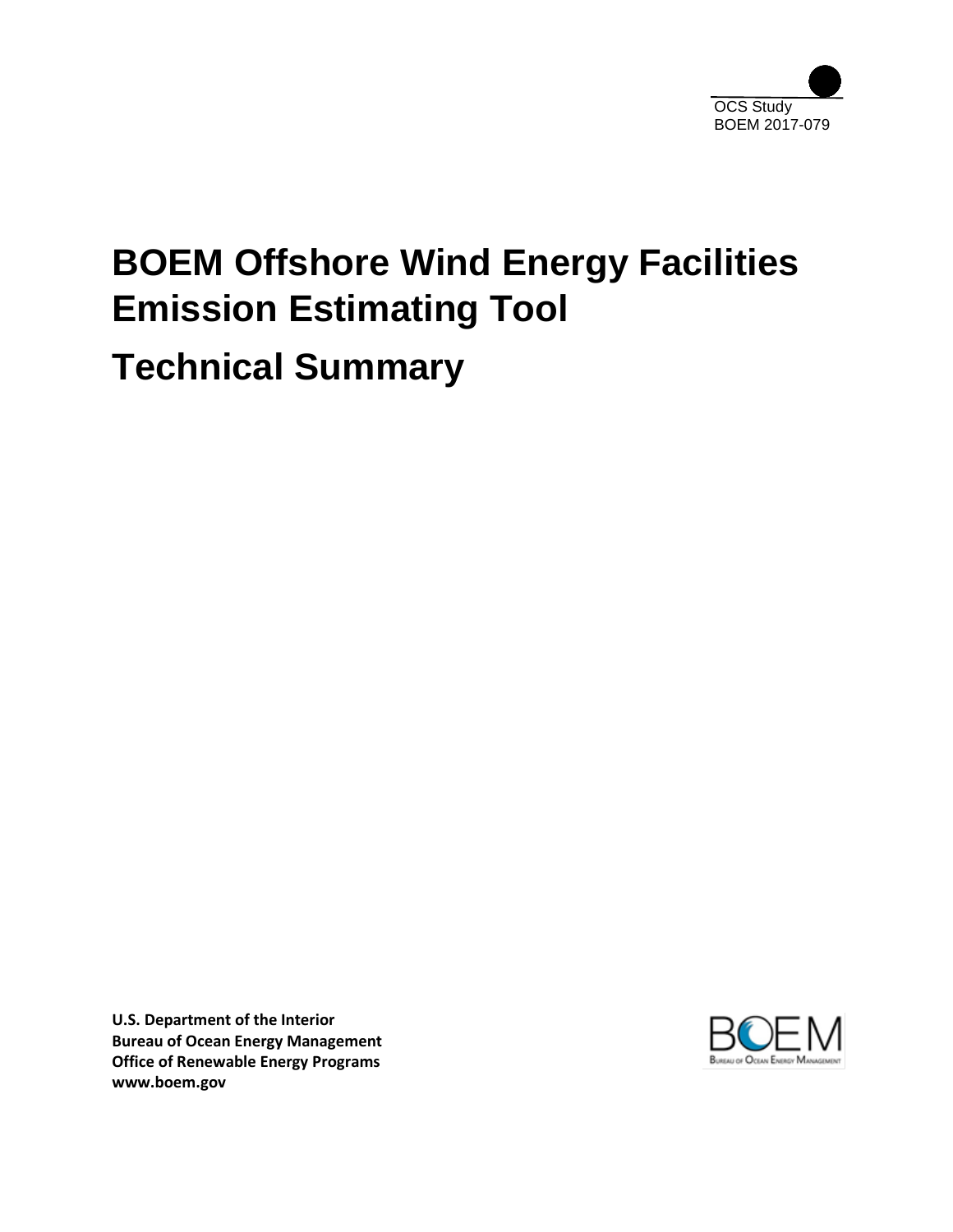OCS Study
BOEM 2017-079

# BOEM Offshore Wind Energy Facilities Emission Estimating Tool

# Technical Summary

**U.S. Department of the Interior**
**Bureau of Ocean Energy Management**
**Office of Renewable Energy Programs**
**www.boem.gov**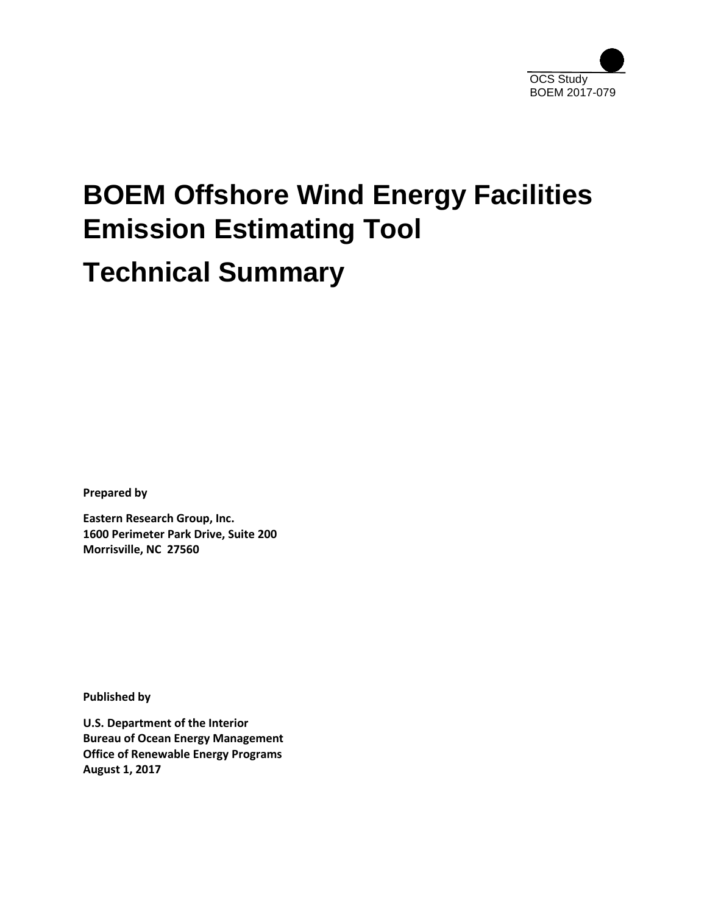OCS Study
BOEM 2017-079

# BOEM Offshore Wind Energy Facilities Emission Estimating Tool

# Technical Summary

**Prepared by**

**Eastern Research Group, Inc.**
**1600 Perimeter Park Drive, Suite 200**
**Morrisville, NC 27560**

**Published by**

**U.S. Department of the Interior**
**Bureau of Ocean Energy Management**
**Office of Renewable Energy Programs**
**August 1, 2017**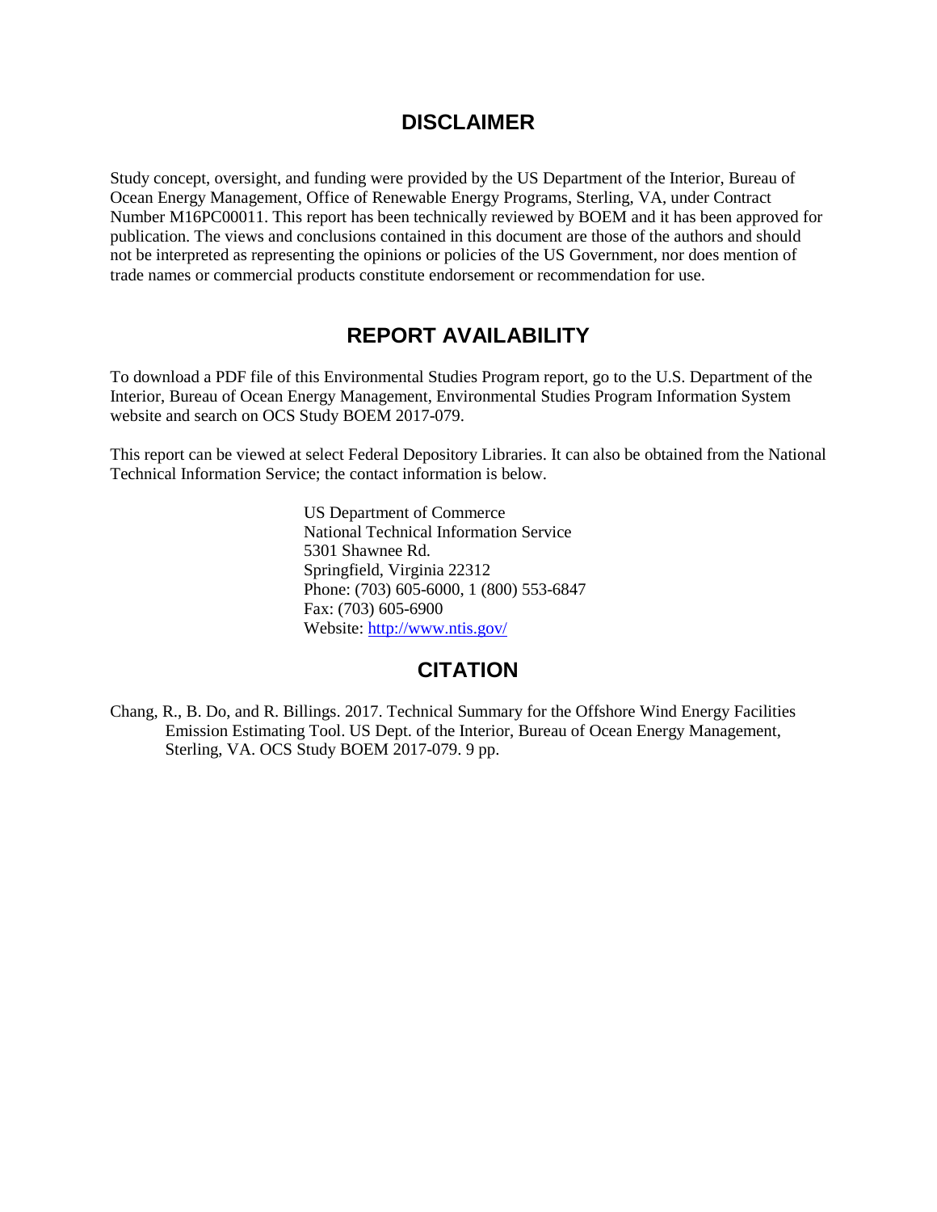## DISCLAIMER

Study concept, oversight, and funding were provided by the US Department of the Interior, Bureau of Ocean Energy Management, Office of Renewable Energy Programs, Sterling, VA, under Contract Number M16PC00011. This report has been technically reviewed by BOEM and it has been approved for publication. The views and conclusions contained in this document are those of the authors and should not be interpreted as representing the opinions or policies of the US Government, nor does mention of trade names or commercial products constitute endorsement or recommendation for use.

## REPORT AVAILABILITY

To download a PDF file of this Environmental Studies Program report, go to the U.S. Department of the Interior, Bureau of Ocean Energy Management, Environmental Studies Program Information System website and search on OCS Study BOEM 2017-079.

This report can be viewed at select Federal Depository Libraries. It can also be obtained from the National Technical Information Service; the contact information is below.

US Department of Commerce
National Technical Information Service
5301 Shawnee Rd.
Springfield, Virginia 22312
Phone: (703) 605-6000, 1 (800) 553-6847
Fax: (703) 605-6900
Website: http://www.ntis.gov/

## CITATION

Chang, R., B. Do, and R. Billings. 2017. Technical Summary for the Offshore Wind Energy Facilities Emission Estimating Tool. US Dept. of the Interior, Bureau of Ocean Energy Management, Sterling, VA. OCS Study BOEM 2017-079. 9 pp.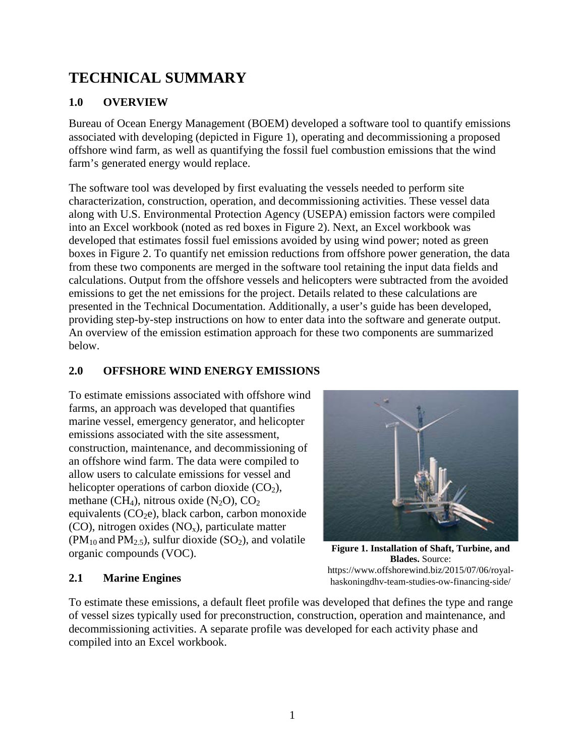# TECHNICAL SUMMARY

## 1.0 OVERVIEW

Bureau of Ocean Energy Management (BOEM) developed a software tool to quantify emissions associated with developing (depicted in Figure 1), operating and decommissioning a proposed offshore wind farm, as well as quantifying the fossil fuel combustion emissions that the wind farm's generated energy would replace.

The software tool was developed by first evaluating the vessels needed to perform site characterization, construction, operation, and decommissioning activities. These vessel data along with U.S. Environmental Protection Agency (USEPA) emission factors were compiled into an Excel workbook (noted as red boxes in Figure 2). Next, an Excel workbook was developed that estimates fossil fuel emissions avoided by using wind power; noted as green boxes in Figure 2. To quantify net emission reductions from offshore power generation, the data from these two components are merged in the software tool retaining the input data fields and calculations. Output from the offshore vessels and helicopters were subtracted from the avoided emissions to get the net emissions for the project. Details related to these calculations are presented in the Technical Documentation. Additionally, a user's guide has been developed, providing step-by-step instructions on how to enter data into the software and generate output. An overview of the emission estimation approach for these two components are summarized below.

## 2.0 OFFSHORE WIND ENERGY EMISSIONS

To estimate emissions associated with offshore wind farms, an approach was developed that quantifies marine vessel, emergency generator, and helicopter emissions associated with the site assessment, construction, maintenance, and decommissioning of an offshore wind farm. The data were compiled to allow users to calculate emissions for vessel and helicopter operations of carbon dioxide ($CO_2$), methane ($CH_4$), nitrous oxide ($N_2O$), $CO_2$ equivalents ($CO_2e$), black carbon, carbon monoxide (CO), nitrogen oxides ($NO_x$), particulate matter ($PM_{10}$ and $PM_{2.5}$), sulfur dioxide ($SO_2$), and volatile organic compounds (VOC).

**Figure 1. Installation of Shaft, Turbine, and Blades.** Source: https://www.offshorewind.biz/2015/07/06/royal-haskoningdhv-team-studies-ow-financing-side/

### 2.1 Marine Engines

To estimate these emissions, a default fleet profile was developed that defines the type and range of vessel sizes typically used for preconstruction, construction, operation and maintenance, and decommissioning activities. A separate profile was developed for each activity phase and compiled into an Excel workbook.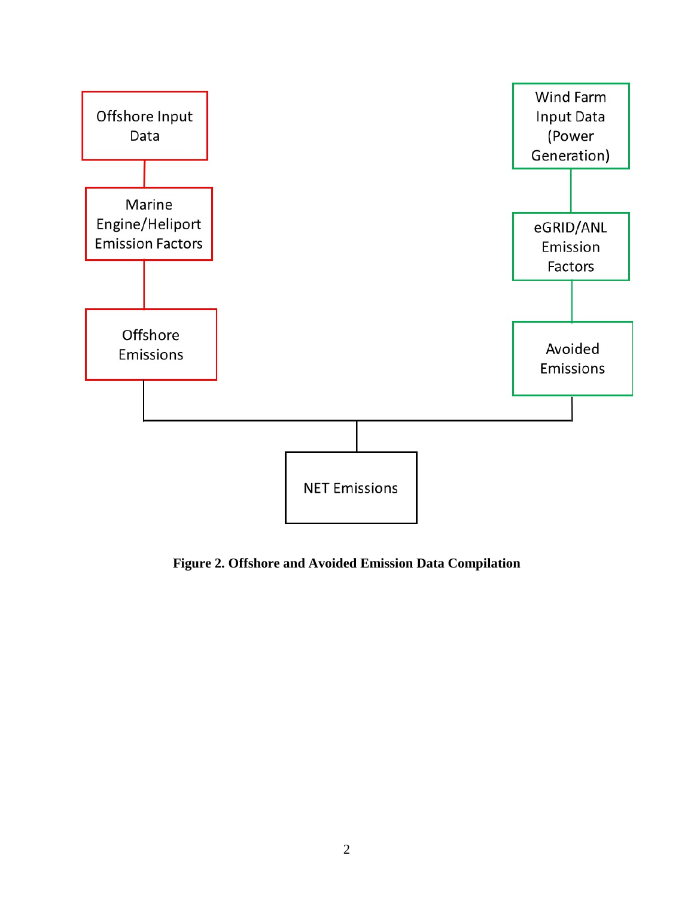Offshore Input Data

Marine Engine/Heliport Emission Factors

Offshore Emissions

Wind Farm Input Data (Power Generation)

eGRID/ANL Emission Factors

Avoided Emissions

NET Emissions

**Figure 2. Offshore and Avoided Emission Data Compilation**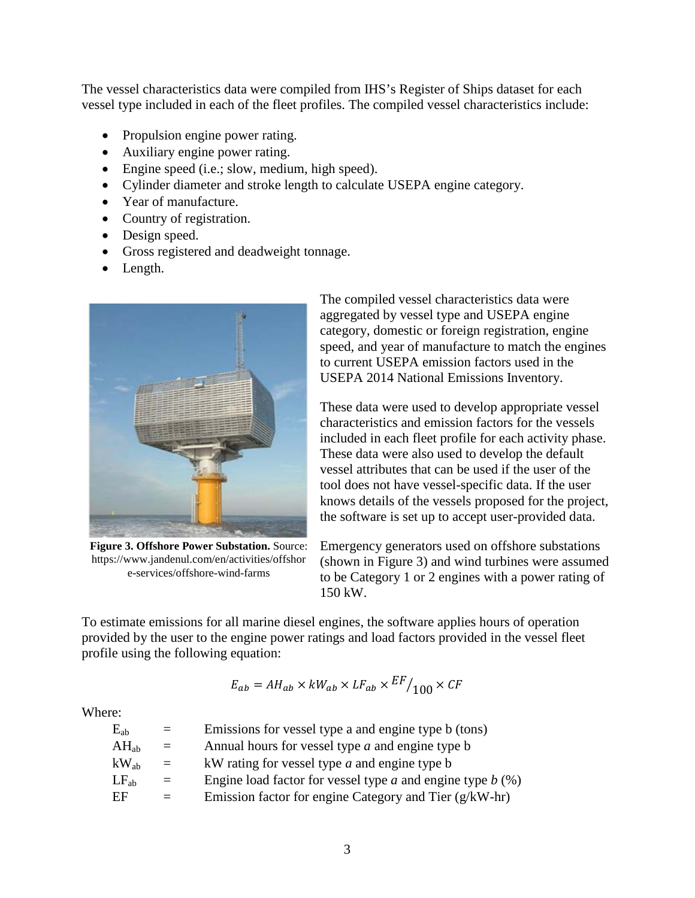The vessel characteristics data were compiled from IHS's Register of Ships dataset for each vessel type included in each of the fleet profiles. The compiled vessel characteristics include:

- Propulsion engine power rating.
- Auxiliary engine power rating.
- Engine speed (i.e.; slow, medium, high speed).
- Cylinder diameter and stroke length to calculate USEPA engine category.
- Year of manufacture.
- Country of registration.
- Design speed.
- Gross registered and deadweight tonnage.
- Length.

**Figure 3. Offshore Power Substation.** Source: https://www.jandenul.com/en/activities/offshore-services/offshore-wind-farms

The compiled vessel characteristics data were aggregated by vessel type and USEPA engine category, domestic or foreign registration, engine speed, and year of manufacture to match the engines to current USEPA emission factors used in the USEPA 2014 National Emissions Inventory.

These data were used to develop appropriate vessel characteristics and emission factors for the vessels included in each fleet profile for each activity phase. These data were also used to develop the default vessel attributes that can be used if the user of the tool does not have vessel-specific data. If the user knows details of the vessels proposed for the project, the software is set up to accept user-provided data.

Emergency generators used on offshore substations (shown in Figure 3) and wind turbines were assumed to be Category 1 or 2 engines with a power rating of 150 kW.

To estimate emissions for all marine diesel engines, the software applies hours of operation provided by the user to the engine power ratings and load factors provided in the vessel fleet profile using the following equation:

$$E_{ab} = AH_{ab} \times kW_{ab} \times LF_{ab} \times {}^{EF}/_{100} \times CF$$

Where:

| | | |
|---|---|---|
| $E_{ab}$ | = | Emissions for vessel type a and engine type b (tons) |
| $AH_{ab}$ | = | Annual hours for vessel type *a* and engine type b |
| $kW_{ab}$ | = | kW rating for vessel type *a* and engine type b |
| $LF_{ab}$ | = | Engine load factor for vessel type *a* and engine type *b* (%) |
| EF | = | Emission factor for engine Category and Tier (g/kW-hr) |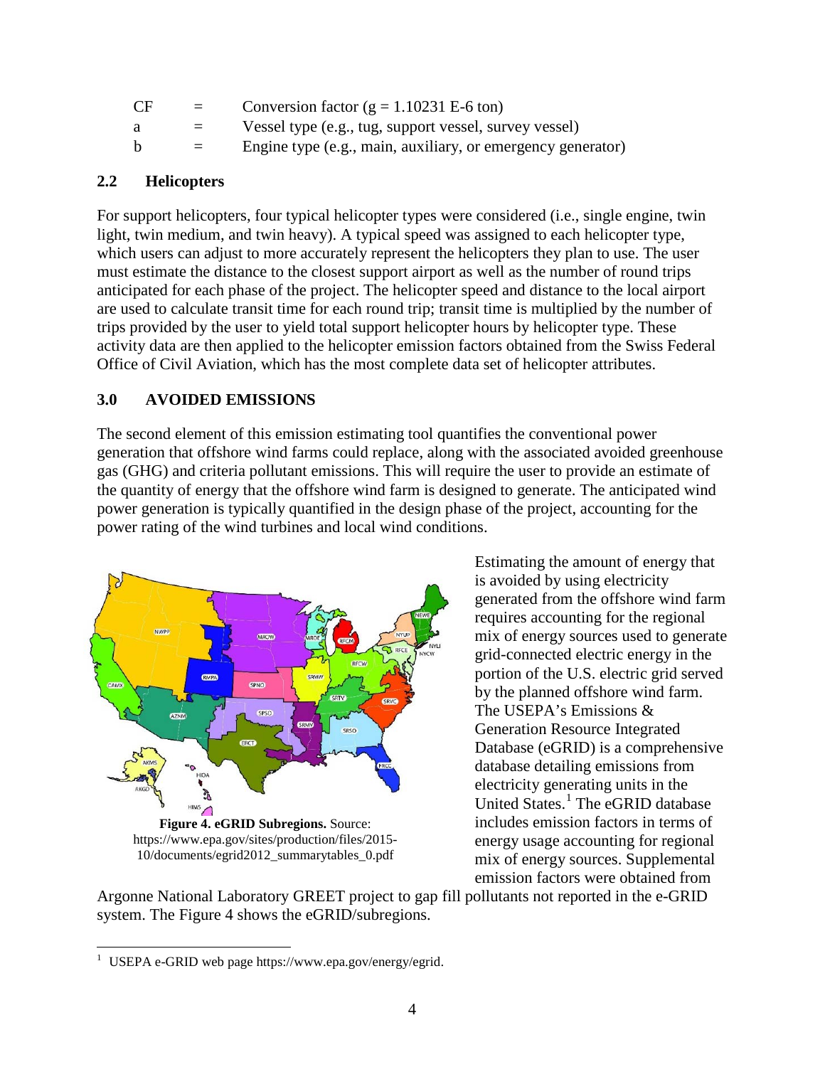| | | |
|---|---|---|
| CF | = | Conversion factor (g = 1.10231 E-6 ton) |
| a | = | Vessel type (e.g., tug, support vessel, survey vessel) |
| b | = | Engine type (e.g., main, auxiliary, or emergency generator) |

## 2.2 Helicopters

For support helicopters, four typical helicopter types were considered (i.e., single engine, twin light, twin medium, and twin heavy). A typical speed was assigned to each helicopter type, which users can adjust to more accurately represent the helicopters they plan to use. The user must estimate the distance to the closest support airport as well as the number of round trips anticipated for each phase of the project. The helicopter speed and distance to the local airport are used to calculate transit time for each round trip; transit time is multiplied by the number of trips provided by the user to yield total support helicopter hours by helicopter type. These activity data are then applied to the helicopter emission factors obtained from the Swiss Federal Office of Civil Aviation, which has the most complete data set of helicopter attributes.

# 3.0 AVOIDED EMISSIONS

The second element of this emission estimating tool quantifies the conventional power generation that offshore wind farms could replace, along with the associated avoided greenhouse gas (GHG) and criteria pollutant emissions. This will require the user to provide an estimate of the quantity of energy that the offshore wind farm is designed to generate. The anticipated wind power generation is typically quantified in the design phase of the project, accounting for the power rating of the wind turbines and local wind conditions.

Estimating the amount of energy that is avoided by using electricity generated from the offshore wind farm requires accounting for the regional mix of energy sources used to generate grid-connected electric energy in the portion of the U.S. electric grid served by the planned offshore wind farm. The USEPA's Emissions & Generation Resource Integrated Database (eGRID) is a comprehensive database detailing emissions from electricity generating units in the United States.[1] The eGRID database includes emission factors in terms of energy usage accounting for regional mix of energy sources. Supplemental emission factors were obtained from Argonne National Laboratory GREET project to gap fill pollutants not reported in the e-GRID system. The Figure 4 shows the eGRID/subregions.

**Figure 4. eGRID Subregions.** Source: https://www.epa.gov/sites/production/files/2015-10/documents/egrid2012_summarytables_0.pdf

[1] USEPA e-GRID web page https://www.epa.gov/energy/egrid.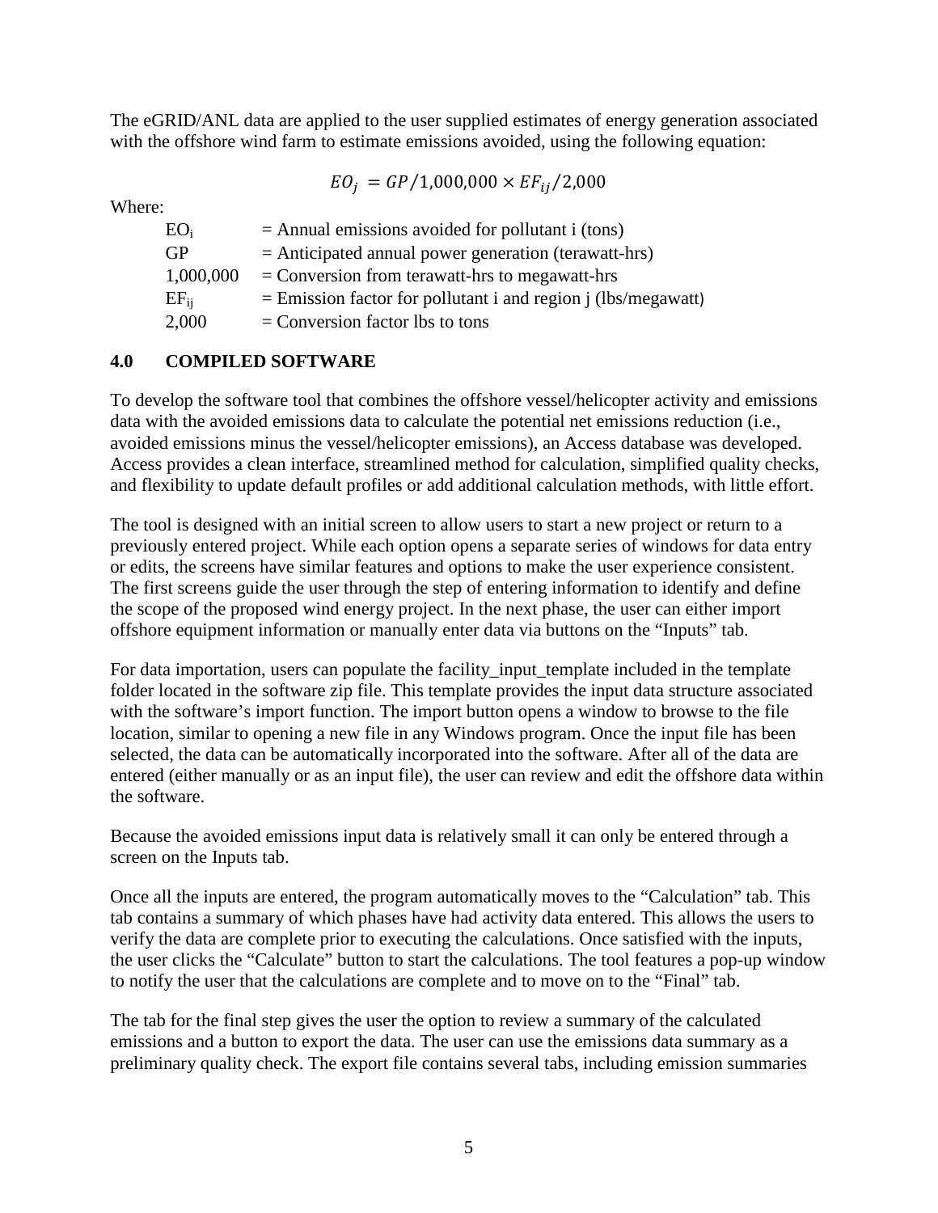The eGRID/ANL data are applied to the user supplied estimates of energy generation associated with the offshore wind farm to estimate emissions avoided, using the following equation:

$$EO_j = GP/1{,}000{,}000 \times EF_{ij}/2{,}000$$

Where:

| | |
|---|---|
| $EO_i$ | = Annual emissions avoided for pollutant i (tons) |
| GP | = Anticipated annual power generation (terawatt-hrs) |
| 1,000,000 | = Conversion from terawatt-hrs to megawatt-hrs |
| $EF_{ij}$ | = Emission factor for pollutant i and region j (lbs/megawatt) |
| 2,000 | = Conversion factor lbs to tons |

## 4.0 COMPILED SOFTWARE

To develop the software tool that combines the offshore vessel/helicopter activity and emissions data with the avoided emissions data to calculate the potential net emissions reduction (i.e., avoided emissions minus the vessel/helicopter emissions), an Access database was developed. Access provides a clean interface, streamlined method for calculation, simplified quality checks, and flexibility to update default profiles or add additional calculation methods, with little effort.

The tool is designed with an initial screen to allow users to start a new project or return to a previously entered project. While each option opens a separate series of windows for data entry or edits, the screens have similar features and options to make the user experience consistent. The first screens guide the user through the step of entering information to identify and define the scope of the proposed wind energy project. In the next phase, the user can either import offshore equipment information or manually enter data via buttons on the "Inputs" tab.

For data importation, users can populate the facility_input_template included in the template folder located in the software zip file. This template provides the input data structure associated with the software's import function. The import button opens a window to browse to the file location, similar to opening a new file in any Windows program. Once the input file has been selected, the data can be automatically incorporated into the software. After all of the data are entered (either manually or as an input file), the user can review and edit the offshore data within the software.

Because the avoided emissions input data is relatively small it can only be entered through a screen on the Inputs tab.

Once all the inputs are entered, the program automatically moves to the "Calculation" tab. This tab contains a summary of which phases have had activity data entered. This allows the users to verify the data are complete prior to executing the calculations. Once satisfied with the inputs, the user clicks the "Calculate" button to start the calculations. The tool features a pop-up window to notify the user that the calculations are complete and to move on to the "Final" tab.

The tab for the final step gives the user the option to review a summary of the calculated emissions and a button to export the data. The user can use the emissions data summary as a preliminary quality check. The export file contains several tabs, including emission summaries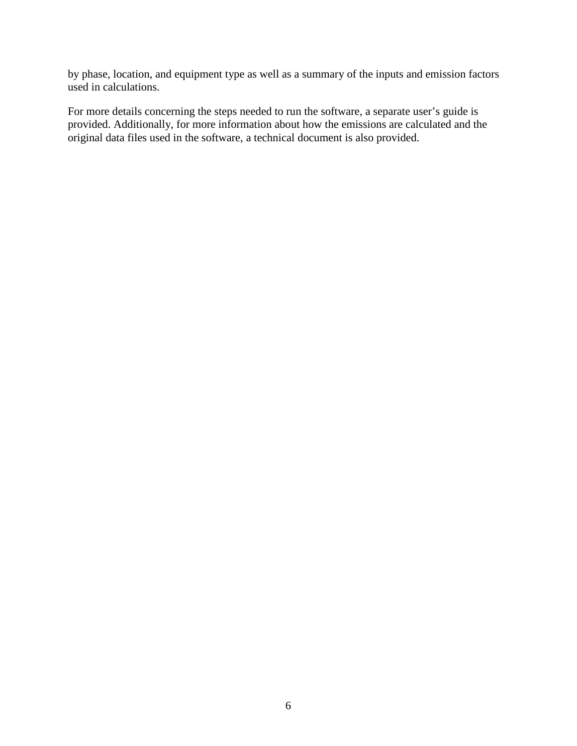by phase, location, and equipment type as well as a summary of the inputs and emission factors used in calculations.

For more details concerning the steps needed to run the software, a separate user's guide is provided. Additionally, for more information about how the emissions are calculated and the original data files used in the software, a technical document is also provided.